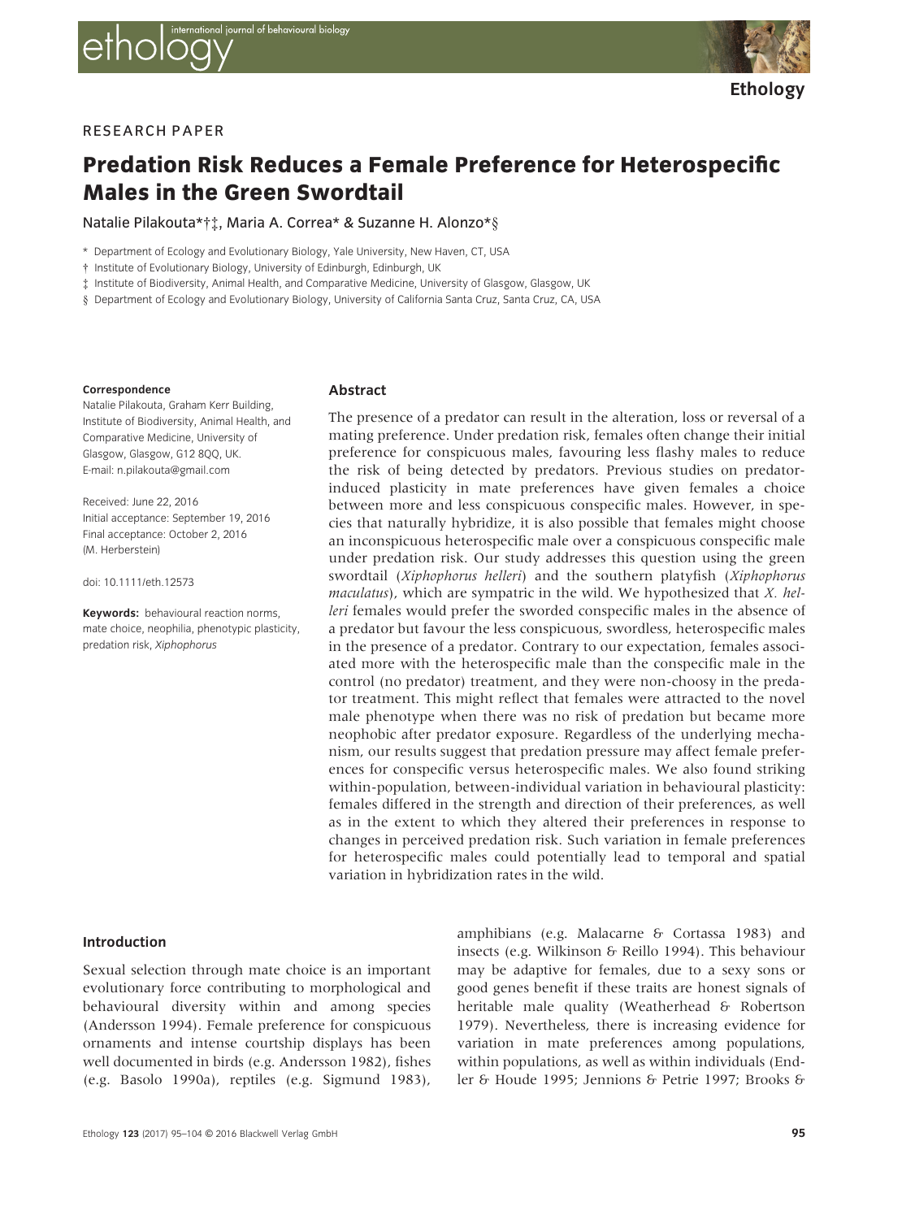RESEARCH PAPER

# Predation Risk Reduces a Female Preference for Heterospecific Males in the Green Swordtail

Natalie Pilakouta*†‡, Maria A. Correa* & Suzanne H. Alonzo*§

\* Department of Ecology and Evolutionary Biology, Yale University, New Haven, CT, USA

† Institute of Evolutionary Biology, University of Edinburgh, Edinburgh, UK

‡ Institute of Biodiversity, Animal Health, and Comparative Medicine, University of Glasgow, Glasgow, UK

§ Department of Ecology and Evolutionary Biology, University of California Santa Cruz, Santa Cruz, CA, USA

**Correspondence**
Natalie Pilakouta, Graham Kerr Building, Institute of Biodiversity, Animal Health, and Comparative Medicine, University of Glasgow, Glasgow, G12 8QQ, UK.
E-mail: n.pilakouta@gmail.com

Received: June 22, 2016
Initial acceptance: September 19, 2016
Final acceptance: October 2, 2016
(M. Herberstein)

doi: 10.1111/eth.12573

**Keywords:** behavioural reaction norms, mate choice, neophilia, phenotypic plasticity, predation risk, *Xiphophorus*

## Abstract

The presence of a predator can result in the alteration, loss or reversal of a mating preference. Under predation risk, females often change their initial preference for conspicuous males, favouring less flashy males to reduce the risk of being detected by predators. Previous studies on predator-induced plasticity in mate preferences have given females a choice between more and less conspicuous conspecific males. However, in species that naturally hybridize, it is also possible that females might choose an inconspicuous heterospecific male over a conspicuous conspecific male under predation risk. Our study addresses this question using the green swordtail (*Xiphophorus helleri*) and the southern platyfish (*Xiphophorus maculatus*), which are sympatric in the wild. We hypothesized that *X. helleri* females would prefer the sworded conspecific males in the absence of a predator but favour the less conspicuous, swordless, heterospecific males in the presence of a predator. Contrary to our expectation, females associated more with the heterospecific male than the conspecific male in the control (no predator) treatment, and they were non-choosy in the predator treatment. This might reflect that females were attracted to the novel male phenotype when there was no risk of predation but became more neophobic after predator exposure. Regardless of the underlying mechanism, our results suggest that predation pressure may affect female preferences for conspecific versus heterospecific males. We also found striking within-population, between-individual variation in behavioural plasticity: females differed in the strength and direction of their preferences, as well as in the extent to which they altered their preferences in response to changes in perceived predation risk. Such variation in female preferences for heterospecific males could potentially lead to temporal and spatial variation in hybridization rates in the wild.

## Introduction

Sexual selection through mate choice is an important evolutionary force contributing to morphological and behavioural diversity within and among species (Andersson 1994). Female preference for conspicuous ornaments and intense courtship displays has been well documented in birds (e.g. Andersson 1982), fishes (e.g. Basolo 1990a), reptiles (e.g. Sigmund 1983), amphibians (e.g. Malacarne & Cortassa 1983) and insects (e.g. Wilkinson & Reillo 1994). This behaviour may be adaptive for females, due to a sexy sons or good genes benefit if these traits are honest signals of heritable male quality (Weatherhead & Robertson 1979). Nevertheless, there is increasing evidence for variation in mate preferences among populations, within populations, as well as within individuals (Endler & Houde 1995; Jennions & Petrie 1997; Brooks &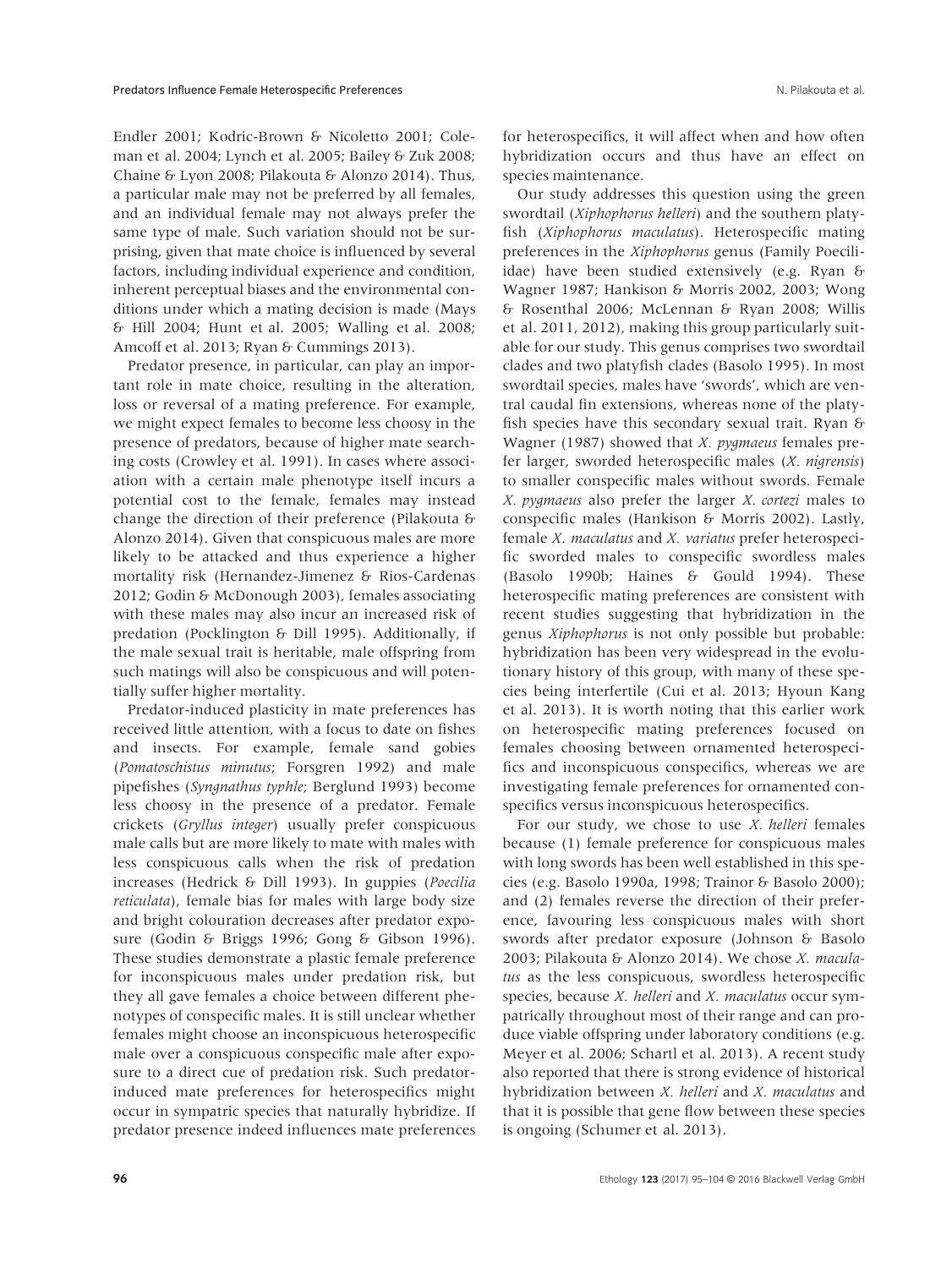Endler 2001; Kodric-Brown & Nicoletto 2001; Coleman et al. 2004; Lynch et al. 2005; Bailey & Zuk 2008; Chaine & Lyon 2008; Pilakouta & Alonzo 2014). Thus, a particular male may not be preferred by all females, and an individual female may not always prefer the same type of male. Such variation should not be surprising, given that mate choice is influenced by several factors, including individual experience and condition, inherent perceptual biases and the environmental conditions under which a mating decision is made (Mays & Hill 2004; Hunt et al. 2005; Walling et al. 2008; Amcoff et al. 2013; Ryan & Cummings 2013).

Predator presence, in particular, can play an important role in mate choice, resulting in the alteration, loss or reversal of a mating preference. For example, we might expect females to become less choosy in the presence of predators, because of higher mate searching costs (Crowley et al. 1991). In cases where association with a certain male phenotype itself incurs a potential cost to the female, females may instead change the direction of their preference (Pilakouta & Alonzo 2014). Given that conspicuous males are more likely to be attacked and thus experience a higher mortality risk (Hernandez-Jimenez & Rios-Cardenas 2012; Godin & McDonough 2003), females associating with these males may also incur an increased risk of predation (Pocklington & Dill 1995). Additionally, if the male sexual trait is heritable, male offspring from such matings will also be conspicuous and will potentially suffer higher mortality.

Predator-induced plasticity in mate preferences has received little attention, with a focus to date on fishes and insects. For example, female sand gobies (*Pomatoschistus minutus*; Forsgren 1992) and male pipefishes (*Syngnathus typhle*; Berglund 1993) become less choosy in the presence of a predator. Female crickets (*Gryllus integer*) usually prefer conspicuous male calls but are more likely to mate with males with less conspicuous calls when the risk of predation increases (Hedrick & Dill 1993). In guppies (*Poecilia reticulata*), female bias for males with large body size and bright colouration decreases after predator exposure (Godin & Briggs 1996; Gong & Gibson 1996). These studies demonstrate a plastic female preference for inconspicuous males under predation risk, but they all gave females a choice between different phenotypes of conspecific males. It is still unclear whether females might choose an inconspicuous heterospecific male over a conspicuous conspecific male after exposure to a direct cue of predation risk. Such predator-induced mate preferences for heterospecifics might occur in sympatric species that naturally hybridize. If predator presence indeed influences mate preferences for heterospecifics, it will affect when and how often hybridization occurs and thus have an effect on species maintenance.

Our study addresses this question using the green swordtail (*Xiphophorus helleri*) and the southern platyfish (*Xiphophorus maculatus*). Heterospecific mating preferences in the *Xiphophorus* genus (Family Poeciliidae) have been studied extensively (e.g. Ryan & Wagner 1987; Hankison & Morris 2002, 2003; Wong & Rosenthal 2006; McLennan & Ryan 2008; Willis et al. 2011, 2012), making this group particularly suitable for our study. This genus comprises two swordtail clades and two platyfish clades (Basolo 1995). In most swordtail species, males have 'swords', which are ventral caudal fin extensions, whereas none of the platyfish species have this secondary sexual trait. Ryan & Wagner (1987) showed that *X. pygmaeus* females prefer larger, sworded heterospecific males (*X. nigrensis*) to smaller conspecific males without swords. Female *X. pygmaeus* also prefer the larger *X. cortezi* males to conspecific males (Hankison & Morris 2002). Lastly, female *X. maculatus* and *X. variatus* prefer heterospecific sworded males to conspecific swordless males (Basolo 1990b; Haines & Gould 1994). These heterospecific mating preferences are consistent with recent studies suggesting that hybridization in the genus *Xiphophorus* is not only possible but probable: hybridization has been very widespread in the evolutionary history of this group, with many of these species being interfertile (Cui et al. 2013; Hyoun Kang et al. 2013). It is worth noting that this earlier work on heterospecific mating preferences focused on females choosing between ornamented heterospecifics and inconspicuous conspecifics, whereas we are investigating female preferences for ornamented conspecifics versus inconspicuous heterospecifics.

For our study, we chose to use *X. helleri* females because (1) female preference for conspicuous males with long swords has been well established in this species (e.g. Basolo 1990a, 1998; Trainor & Basolo 2000); and (2) females reverse the direction of their preference, favouring less conspicuous males with short swords after predator exposure (Johnson & Basolo 2003; Pilakouta & Alonzo 2014). We chose *X. maculatus* as the less conspicuous, swordless heterospecific species, because *X. helleri* and *X. maculatus* occur sympatrically throughout most of their range and can produce viable offspring under laboratory conditions (e.g. Meyer et al. 2006; Schartl et al. 2013). A recent study also reported that there is strong evidence of historical hybridization between *X. helleri* and *X. maculatus* and that it is possible that gene flow between these species is ongoing (Schumer et al. 2013).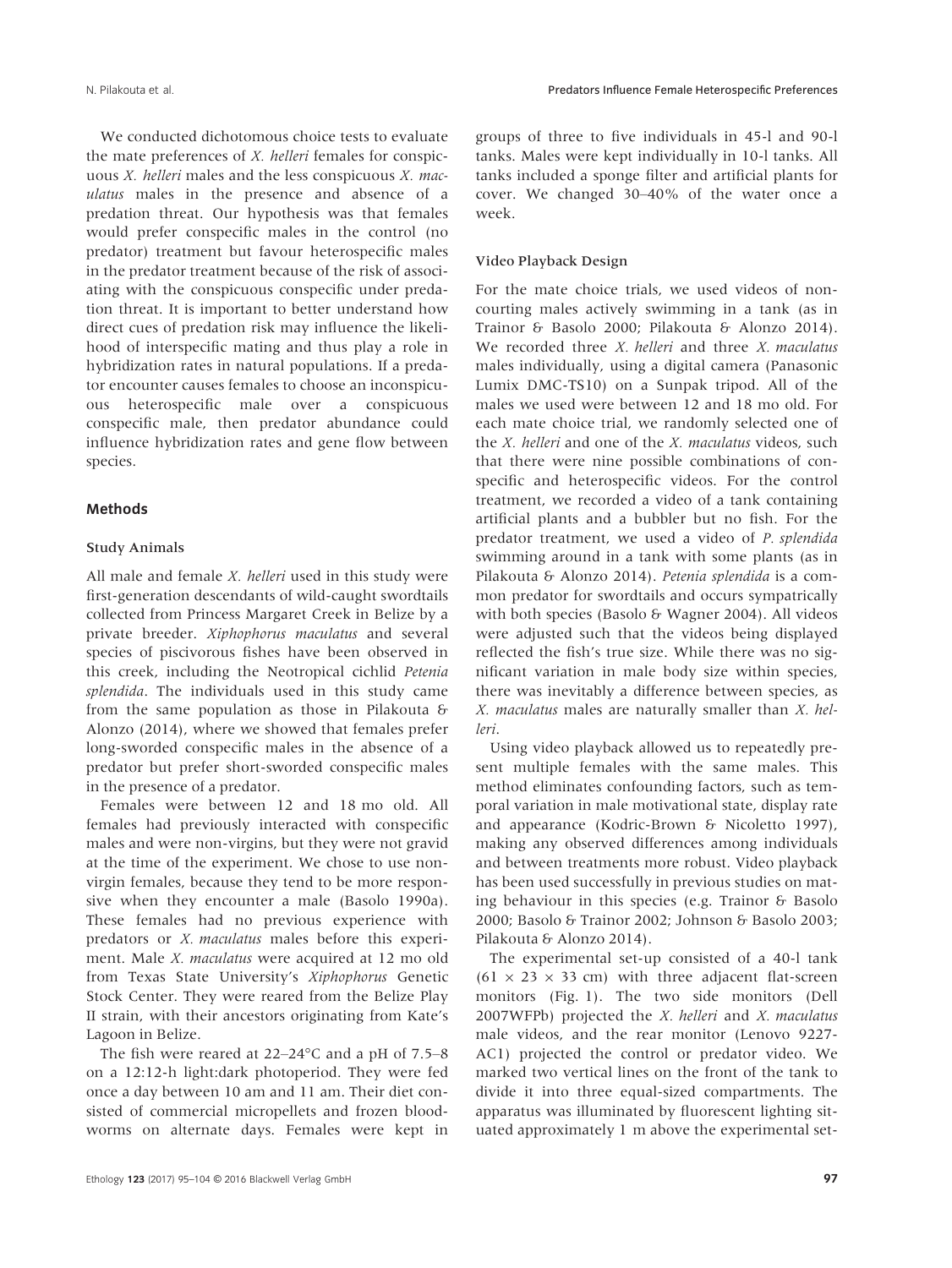We conducted dichotomous choice tests to evaluate the mate preferences of *X. helleri* females for conspicuous *X. helleri* males and the less conspicuous *X. maculatus* males in the presence and absence of a predation threat. Our hypothesis was that females would prefer conspecific males in the control (no predator) treatment but favour heterospecific males in the predator treatment because of the risk of associating with the conspicuous conspecific under predation threat. It is important to better understand how direct cues of predation risk may influence the likelihood of interspecific mating and thus play a role in hybridization rates in natural populations. If a predator encounter causes females to choose an inconspicuous heterospecific male over a conspicuous conspecific male, then predator abundance could influence hybridization rates and gene flow between species.

## Methods

### Study Animals

All male and female *X. helleri* used in this study were first-generation descendants of wild-caught swordtails collected from Princess Margaret Creek in Belize by a private breeder. *Xiphophorus maculatus* and several species of piscivorous fishes have been observed in this creek, including the Neotropical cichlid *Petenia splendida*. The individuals used in this study came from the same population as those in Pilakouta & Alonzo (2014), where we showed that females prefer long-sworded conspecific males in the absence of a predator but prefer short-sworded conspecific males in the presence of a predator.

Females were between 12 and 18 mo old. All females had previously interacted with conspecific males and were non-virgins, but they were not gravid at the time of the experiment. We chose to use non-virgin females, because they tend to be more responsive when they encounter a male (Basolo 1990a). These females had no previous experience with predators or *X. maculatus* males before this experiment. Male *X. maculatus* were acquired at 12 mo old from Texas State University's *Xiphophorus* Genetic Stock Center. They were reared from the Belize Play II strain, with their ancestors originating from Kate's Lagoon in Belize.

The fish were reared at 22–24°C and a pH of 7.5–8 on a 12:12-h light:dark photoperiod. They were fed once a day between 10 am and 11 am. Their diet consisted of commercial micropellets and frozen bloodworms on alternate days. Females were kept in groups of three to five individuals in 45-l and 90-l tanks. Males were kept individually in 10-l tanks. All tanks included a sponge filter and artificial plants for cover. We changed 30–40% of the water once a week.

### Video Playback Design

For the mate choice trials, we used videos of non-courting males actively swimming in a tank (as in Trainor & Basolo 2000; Pilakouta & Alonzo 2014). We recorded three *X. helleri* and three *X. maculatus* males individually, using a digital camera (Panasonic Lumix DMC-TS10) on a Sunpak tripod. All of the males we used were between 12 and 18 mo old. For each mate choice trial, we randomly selected one of the *X. helleri* and one of the *X. maculatus* videos, such that there were nine possible combinations of conspecific and heterospecific videos. For the control treatment, we recorded a video of a tank containing artificial plants and a bubbler but no fish. For the predator treatment, we used a video of *P. splendida* swimming around in a tank with some plants (as in Pilakouta & Alonzo 2014). *Petenia splendida* is a common predator for swordtails and occurs sympatrically with both species (Basolo & Wagner 2004). All videos were adjusted such that the videos being displayed reflected the fish's true size. While there was no significant variation in male body size within species, there was inevitably a difference between species, as *X. maculatus* males are naturally smaller than *X. helleri*.

Using video playback allowed us to repeatedly present multiple females with the same males. This method eliminates confounding factors, such as temporal variation in male motivational state, display rate and appearance (Kodric-Brown & Nicoletto 1997), making any observed differences among individuals and between treatments more robust. Video playback has been used successfully in previous studies on mating behaviour in this species (e.g. Trainor & Basolo 2000; Basolo & Trainor 2002; Johnson & Basolo 2003; Pilakouta & Alonzo 2014).

The experimental set-up consisted of a 40-l tank (61 × 23 × 33 cm) with three adjacent flat-screen monitors (Fig. 1). The two side monitors (Dell 2007WFPb) projected the *X. helleri* and *X. maculatus* male videos, and the rear monitor (Lenovo 9227-AC1) projected the control or predator video. We marked two vertical lines on the front of the tank to divide it into three equal-sized compartments. The apparatus was illuminated by fluorescent lighting situated approximately 1 m above the experimental set-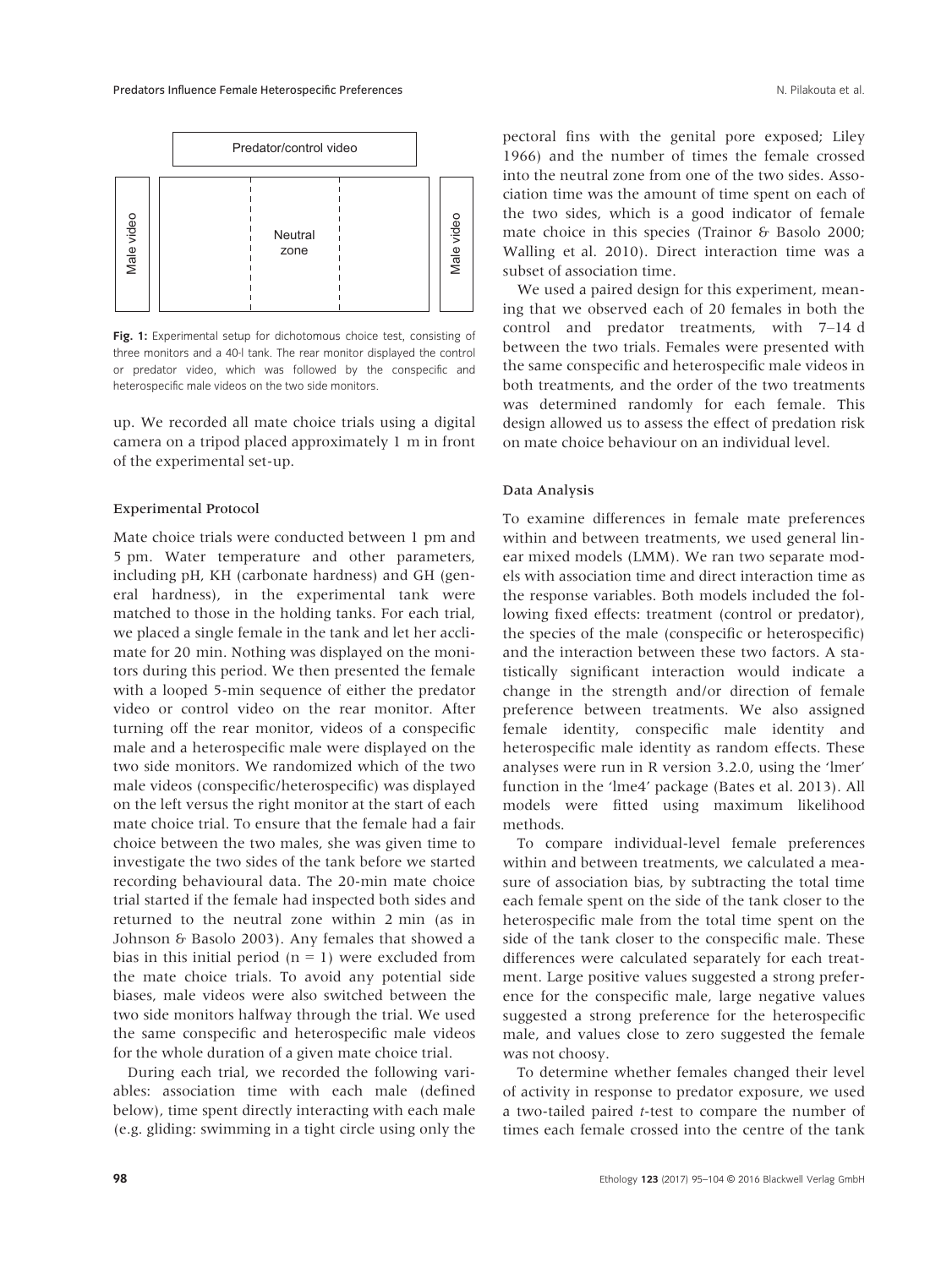**Fig. 1:** Experimental setup for dichotomous choice test, consisting of three monitors and a 40-l tank. The rear monitor displayed the control or predator video, which was followed by the conspecific and heterospecific male videos on the two side monitors.

up. We recorded all mate choice trials using a digital camera on a tripod placed approximately 1 m in front of the experimental set-up.

### Experimental Protocol

Mate choice trials were conducted between 1 pm and 5 pm. Water temperature and other parameters, including pH, KH (carbonate hardness) and GH (general hardness), in the experimental tank were matched to those in the holding tanks. For each trial, we placed a single female in the tank and let her acclimate for 20 min. Nothing was displayed on the monitors during this period. We then presented the female with a looped 5-min sequence of either the predator video or control video on the rear monitor. After turning off the rear monitor, videos of a conspecific male and a heterospecific male were displayed on the two side monitors. We randomized which of the two male videos (conspecific/heterospecific) was displayed on the left versus the right monitor at the start of each mate choice trial. To ensure that the female had a fair choice between the two males, she was given time to investigate the two sides of the tank before we started recording behavioural data. The 20-min mate choice trial started if the female had inspected both sides and returned to the neutral zone within 2 min (as in Johnson & Basolo 2003). Any females that showed a bias in this initial period (n = 1) were excluded from the mate choice trials. To avoid any potential side biases, male videos were also switched between the two side monitors halfway through the trial. We used the same conspecific and heterospecific male videos for the whole duration of a given mate choice trial.

During each trial, we recorded the following variables: association time with each male (defined below), time spent directly interacting with each male (e.g. gliding: swimming in a tight circle using only the pectoral fins with the genital pore exposed; Liley 1966) and the number of times the female crossed into the neutral zone from one of the two sides. Association time was the amount of time spent on each of the two sides, which is a good indicator of female mate choice in this species (Trainor & Basolo 2000; Walling et al. 2010). Direct interaction time was a subset of association time.

We used a paired design for this experiment, meaning that we observed each of 20 females in both the control and predator treatments, with 7–14 d between the two trials. Females were presented with the same conspecific and heterospecific male videos in both treatments, and the order of the two treatments was determined randomly for each female. This design allowed us to assess the effect of predation risk on mate choice behaviour on an individual level.

### Data Analysis

To examine differences in female mate preferences within and between treatments, we used general linear mixed models (LMM). We ran two separate models with association time and direct interaction time as the response variables. Both models included the following fixed effects: treatment (control or predator), the species of the male (conspecific or heterospecific) and the interaction between these two factors. A statistically significant interaction would indicate a change in the strength and/or direction of female preference between treatments. We also assigned female identity, conspecific male identity and heterospecific male identity as random effects. These analyses were run in R version 3.2.0, using the 'lmer' function in the 'lme4' package (Bates et al. 2013). All models were fitted using maximum likelihood methods.

To compare individual-level female preferences within and between treatments, we calculated a measure of association bias, by subtracting the total time each female spent on the side of the tank closer to the heterospecific male from the total time spent on the side of the tank closer to the conspecific male. These differences were calculated separately for each treatment. Large positive values suggested a strong preference for the conspecific male, large negative values suggested a strong preference for the heterospecific male, and values close to zero suggested the female was not choosy.

To determine whether females changed their level of activity in response to predator exposure, we used a two-tailed paired *t*-test to compare the number of times each female crossed into the centre of the tank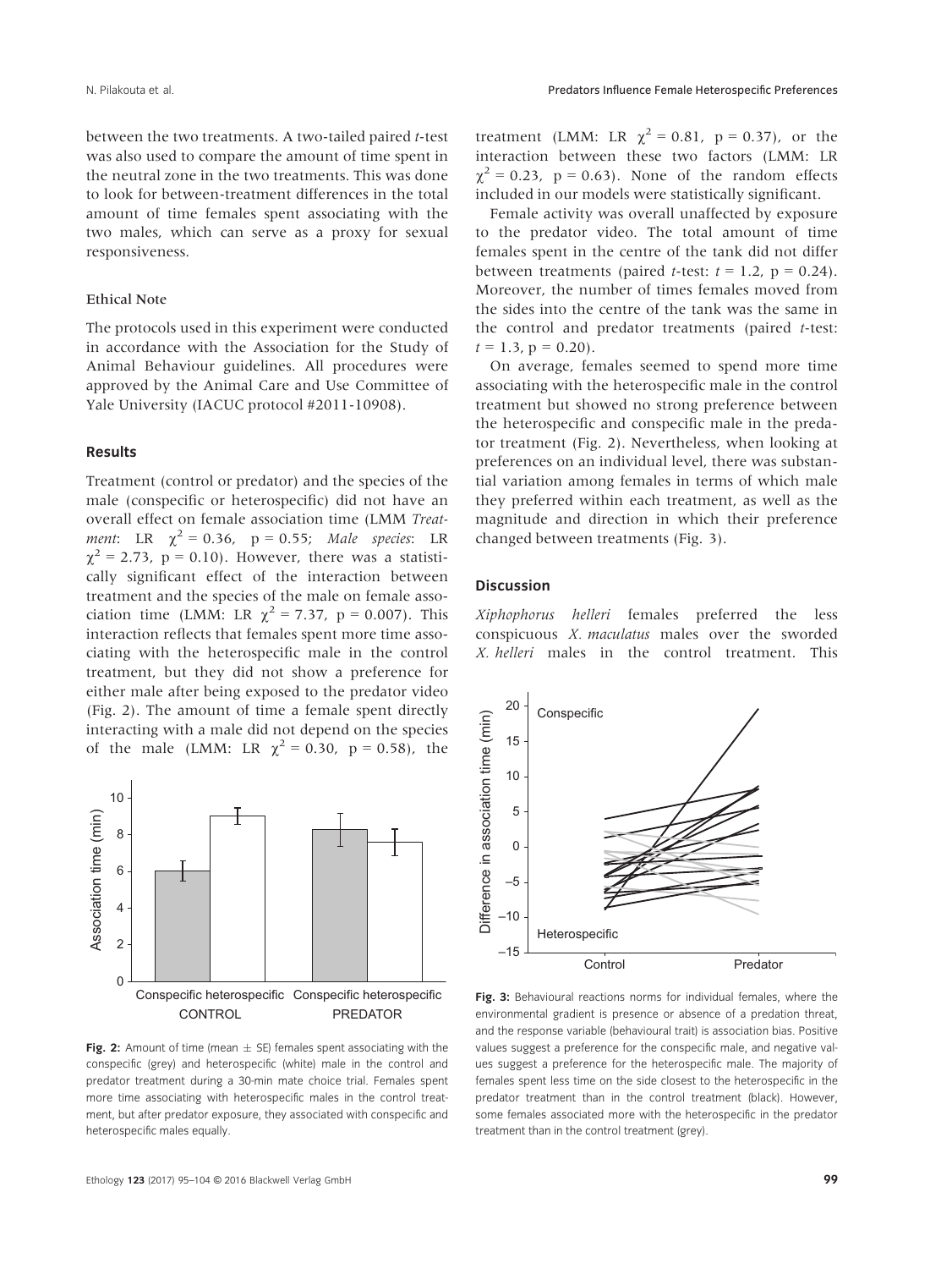between the two treatments. A two-tailed paired *t*-test was also used to compare the amount of time spent in the neutral zone in the two treatments. This was done to look for between-treatment differences in the total amount of time females spent associating with the two males, which can serve as a proxy for sexual responsiveness.

### Ethical Note

The protocols used in this experiment were conducted in accordance with the Association for the Study of Animal Behaviour guidelines. All procedures were approved by the Animal Care and Use Committee of Yale University (IACUC protocol #2011-10908).

## Results

Treatment (control or predator) and the species of the male (conspecific or heterospecific) did not have an overall effect on female association time (LMM *Treatment*: LR $\chi^2 = 0.36$, $p = 0.55$; *Male species*: LR $\chi^2 = 2.73$, $p = 0.10$). However, there was a statistically significant effect of the interaction between treatment and the species of the male on female association time (LMM: LR $\chi^2 = 7.37$, $p = 0.007$). This interaction reflects that females spent more time associating with the heterospecific male in the control treatment, but they did not show a preference for either male after being exposed to the predator video (Fig. 2). The amount of time a female spent directly interacting with a male did not depend on the species of the male (LMM: LR $\chi^2 = 0.30$, $p = 0.58$), the treatment (LMM: LR $\chi^2 = 0.81$, $p = 0.37$), or the interaction between these two factors (LMM: LR $\chi^2 = 0.23$, $p = 0.63$). None of the random effects included in our models were statistically significant.

Female activity was overall unaffected by exposure to the predator video. The total amount of time females spent in the centre of the tank did not differ between treatments (paired *t*-test: $t = 1.2$, $p = 0.24$). Moreover, the number of times females moved from the sides into the centre of the tank was the same in the control and predator treatments (paired *t*-test: $t = 1.3$, $p = 0.20$).

On average, females seemed to spend more time associating with the heterospecific male in the control treatment but showed no strong preference between the heterospecific and conspecific male in the predator treatment (Fig. 2). Nevertheless, when looking at preferences on an individual level, there was substantial variation among females in terms of which male they preferred within each treatment, as well as the magnitude and direction in which their preference changed between treatments (Fig. 3).

**Fig. 2:** Amount of time (mean ± SE) females spent associating with the conspecific (grey) and heterospecific (white) male in the control and predator treatment during a 30-min mate choice trial. Females spent more time associating with heterospecific males in the control treatment, but after predator exposure, they associated with conspecific and heterospecific males equally.

**Fig. 3:** Behavioural reactions norms for individual females, where the environmental gradient is presence or absence of a predation threat, and the response variable (behavioural trait) is association bias. Positive values suggest a preference for the conspecific male, and negative values suggest a preference for the heterospecific male. The majority of females spent less time on the side closest to the heterospecific in the predator treatment than in the control treatment (black). However, some females associated more with the heterospecific in the predator treatment than in the control treatment (grey).

## Discussion

*Xiphophorus helleri* females preferred the less conspicuous *X. maculatus* males over the sworded *X. helleri* males in the control treatment. This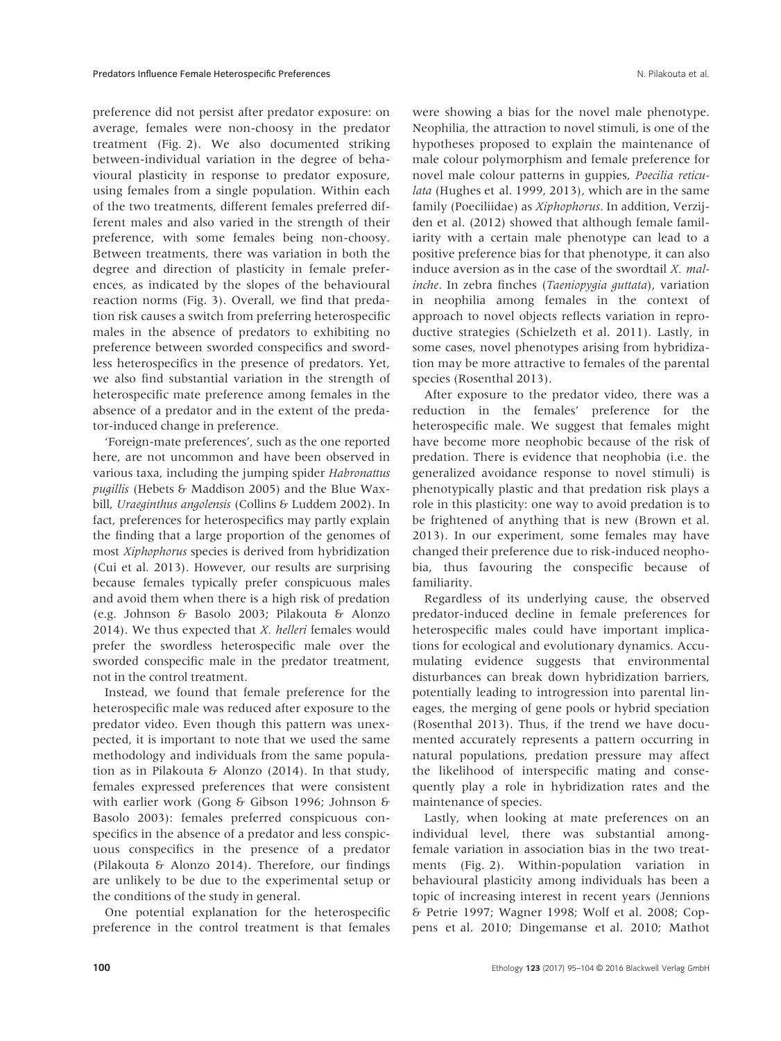preference did not persist after predator exposure: on average, females were non-choosy in the predator treatment (Fig. 2). We also documented striking between-individual variation in the degree of behavioural plasticity in response to predator exposure, using females from a single population. Within each of the two treatments, different females preferred different males and also varied in the strength of their preference, with some females being non-choosy. Between treatments, there was variation in both the degree and direction of plasticity in female preferences, as indicated by the slopes of the behavioural reaction norms (Fig. 3). Overall, we find that predation risk causes a switch from preferring heterospecific males in the absence of predators to exhibiting no preference between sworded conspecifics and swordless heterospecifics in the presence of predators. Yet, we also find substantial variation in the strength of heterospecific mate preference among females in the absence of a predator and in the extent of the predator-induced change in preference.

'Foreign-mate preferences', such as the one reported here, are not uncommon and have been observed in various taxa, including the jumping spider *Habronattus pugillis* (Hebets & Maddison 2005) and the Blue Waxbill, *Uraeginthus angolensis* (Collins & Luddem 2002). In fact, preferences for heterospecifics may partly explain the finding that a large proportion of the genomes of most *Xiphophorus* species is derived from hybridization (Cui et al. 2013). However, our results are surprising because females typically prefer conspicuous males and avoid them when there is a high risk of predation (e.g. Johnson & Basolo 2003; Pilakouta & Alonzo 2014). We thus expected that *X. helleri* females would prefer the swordless heterospecific male over the sworded conspecific male in the predator treatment, not in the control treatment.

Instead, we found that female preference for the heterospecific male was reduced after exposure to the predator video. Even though this pattern was unexpected, it is important to note that we used the same methodology and individuals from the same population as in Pilakouta & Alonzo (2014). In that study, females expressed preferences that were consistent with earlier work (Gong & Gibson 1996; Johnson & Basolo 2003): females preferred conspicuous conspecifics in the absence of a predator and less conspicuous conspecifics in the presence of a predator (Pilakouta & Alonzo 2014). Therefore, our findings are unlikely to be due to the experimental setup or the conditions of the study in general.

One potential explanation for the heterospecific preference in the control treatment is that females were showing a bias for the novel male phenotype. Neophilia, the attraction to novel stimuli, is one of the hypotheses proposed to explain the maintenance of male colour polymorphism and female preference for novel male colour patterns in guppies, *Poecilia reticulata* (Hughes et al. 1999, 2013), which are in the same family (Poeciliidae) as *Xiphophorus*. In addition, Verzijden et al. (2012) showed that although female familiarity with a certain male phenotype can lead to a positive preference bias for that phenotype, it can also induce aversion as in the case of the swordtail *X. malinche*. In zebra finches (*Taeniopygia guttata*), variation in neophilia among females in the context of approach to novel objects reflects variation in reproductive strategies (Schielzeth et al. 2011). Lastly, in some cases, novel phenotypes arising from hybridization may be more attractive to females of the parental species (Rosenthal 2013).

After exposure to the predator video, there was a reduction in the females' preference for the heterospecific male. We suggest that females might have become more neophobic because of the risk of predation. There is evidence that neophobia (i.e. the generalized avoidance response to novel stimuli) is phenotypically plastic and that predation risk plays a role in this plasticity: one way to avoid predation is to be frightened of anything that is new (Brown et al. 2013). In our experiment, some females may have changed their preference due to risk-induced neophobia, thus favouring the conspecific because of familiarity.

Regardless of its underlying cause, the observed predator-induced decline in female preferences for heterospecific males could have important implications for ecological and evolutionary dynamics. Accumulating evidence suggests that environmental disturbances can break down hybridization barriers, potentially leading to introgression into parental lineages, the merging of gene pools or hybrid speciation (Rosenthal 2013). Thus, if the trend we have documented accurately represents a pattern occurring in natural populations, predation pressure may affect the likelihood of interspecific mating and consequently play a role in hybridization rates and the maintenance of species.

Lastly, when looking at mate preferences on an individual level, there was substantial among-female variation in association bias in the two treatments (Fig. 2). Within-population variation in behavioural plasticity among individuals has been a topic of increasing interest in recent years (Jennions & Petrie 1997; Wagner 1998; Wolf et al. 2008; Coppens et al. 2010; Dingemanse et al. 2010; Mathot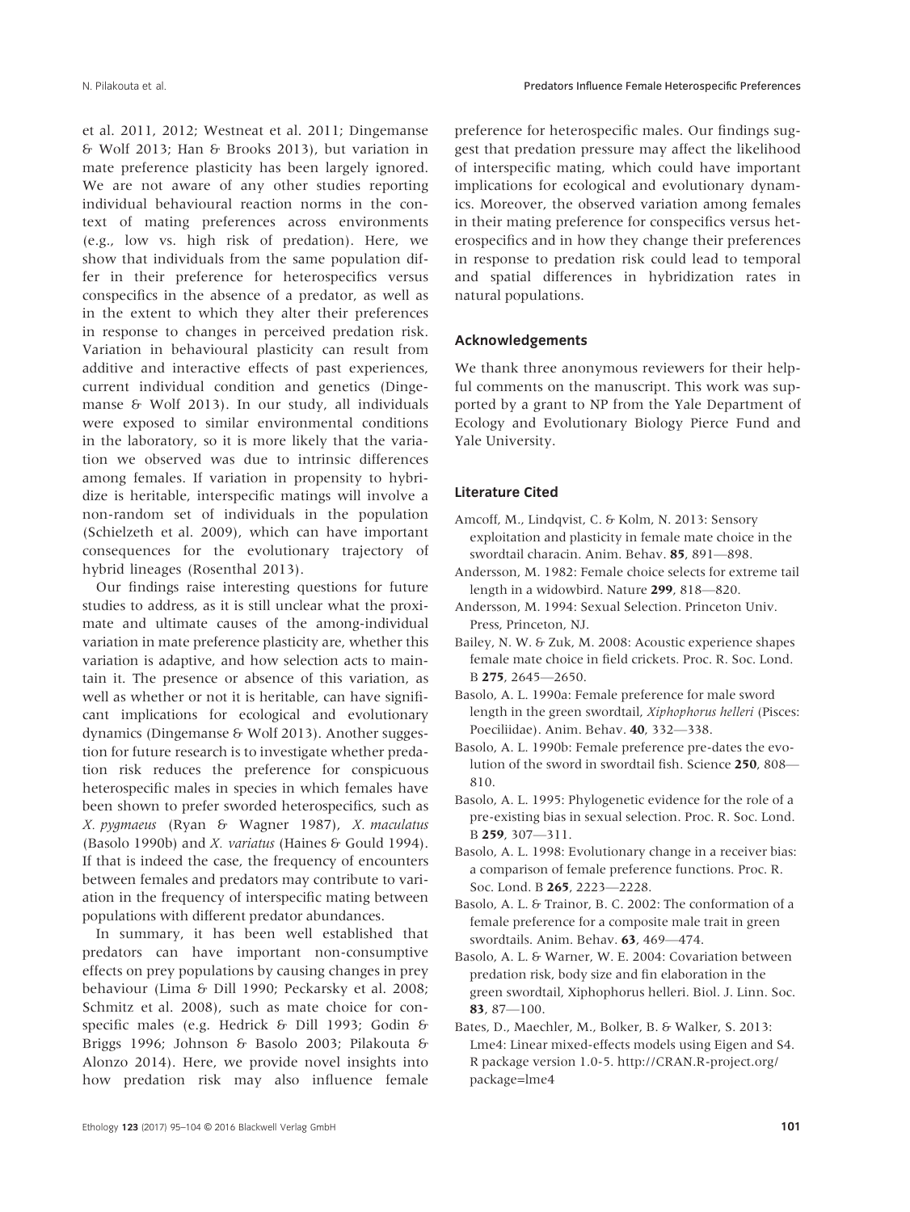et al. 2011, 2012; Westneat et al. 2011; Dingemanse & Wolf 2013; Han & Brooks 2013), but variation in mate preference plasticity has been largely ignored. We are not aware of any other studies reporting individual behavioural reaction norms in the context of mating preferences across environments (e.g., low vs. high risk of predation). Here, we show that individuals from the same population differ in their preference for heterospecifics versus conspecifics in the absence of a predator, as well as in the extent to which they alter their preferences in response to changes in perceived predation risk. Variation in behavioural plasticity can result from additive and interactive effects of past experiences, current individual condition and genetics (Dingemanse & Wolf 2013). In our study, all individuals were exposed to similar environmental conditions in the laboratory, so it is more likely that the variation we observed was due to intrinsic differences among females. If variation in propensity to hybridize is heritable, interspecific matings will involve a non-random set of individuals in the population (Schielzeth et al. 2009), which can have important consequences for the evolutionary trajectory of hybrid lineages (Rosenthal 2013).

Our findings raise interesting questions for future studies to address, as it is still unclear what the proximate and ultimate causes of the among-individual variation in mate preference plasticity are, whether this variation is adaptive, and how selection acts to maintain it. The presence or absence of this variation, as well as whether or not it is heritable, can have significant implications for ecological and evolutionary dynamics (Dingemanse & Wolf 2013). Another suggestion for future research is to investigate whether predation risk reduces the preference for conspicuous heterospecific males in species in which females have been shown to prefer sworded heterospecifics, such as *X. pygmaeus* (Ryan & Wagner 1987), *X. maculatus* (Basolo 1990b) and *X. variatus* (Haines & Gould 1994). If that is indeed the case, the frequency of encounters between females and predators may contribute to variation in the frequency of interspecific mating between populations with different predator abundances.

In summary, it has been well established that predators can have important non-consumptive effects on prey populations by causing changes in prey behaviour (Lima & Dill 1990; Peckarsky et al. 2008; Schmitz et al. 2008), such as mate choice for conspecific males (e.g. Hedrick & Dill 1993; Godin & Briggs 1996; Johnson & Basolo 2003; Pilakouta & Alonzo 2014). Here, we provide novel insights into how predation risk may also influence female preference for heterospecific males. Our findings suggest that predation pressure may affect the likelihood of interspecific mating, which could have important implications for ecological and evolutionary dynamics. Moreover, the observed variation among females in their mating preference for conspecifics versus heterospecifics and in how they change their preferences in response to predation risk could lead to temporal and spatial differences in hybridization rates in natural populations.

## Acknowledgements

We thank three anonymous reviewers for their helpful comments on the manuscript. This work was supported by a grant to NP from the Yale Department of Ecology and Evolutionary Biology Pierce Fund and Yale University.

## Literature Cited

Amcoff, M., Lindqvist, C. & Kolm, N. 2013: Sensory exploitation and plasticity in female mate choice in the swordtail characin. Anim. Behav. **85**, 891—898.

Andersson, M. 1982: Female choice selects for extreme tail length in a widowbird. Nature **299**, 818—820.

Andersson, M. 1994: Sexual Selection. Princeton Univ. Press, Princeton, NJ.

Bailey, N. W. & Zuk, M. 2008: Acoustic experience shapes female mate choice in field crickets. Proc. R. Soc. Lond. B **275**, 2645—2650.

Basolo, A. L. 1990a: Female preference for male sword length in the green swordtail, *Xiphophorus helleri* (Pisces: Poeciliidae). Anim. Behav. **40**, 332—338.

Basolo, A. L. 1990b: Female preference pre-dates the evolution of the sword in swordtail fish. Science **250**, 808—810.

Basolo, A. L. 1995: Phylogenetic evidence for the role of a pre-existing bias in sexual selection. Proc. R. Soc. Lond. B **259**, 307—311.

Basolo, A. L. 1998: Evolutionary change in a receiver bias: a comparison of female preference functions. Proc. R. Soc. Lond. B **265**, 2223—2228.

Basolo, A. L. & Trainor, B. C. 2002: The conformation of a female preference for a composite male trait in green swordtails. Anim. Behav. **63**, 469—474.

Basolo, A. L. & Warner, W. E. 2004: Covariation between predation risk, body size and fin elaboration in the green swordtail, Xiphophorus helleri. Biol. J. Linn. Soc. **83**, 87—100.

Bates, D., Maechler, M., Bolker, B. & Walker, S. 2013: Lme4: Linear mixed-effects models using Eigen and S4. R package version 1.0-5. http://CRAN.R-project.org/package=lme4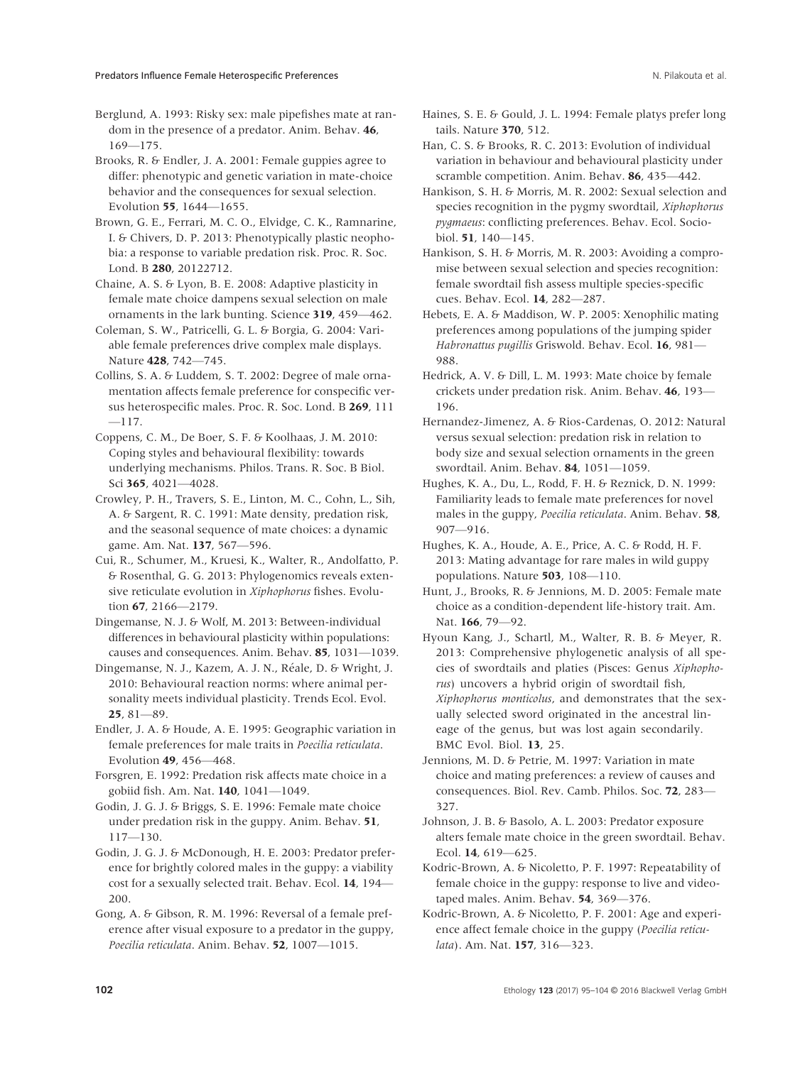Berglund, A. 1993: Risky sex: male pipefishes mate at random in the presence of a predator. Anim. Behav. **46**, 169—175.

Brooks, R. & Endler, J. A. 2001: Female guppies agree to differ: phenotypic and genetic variation in mate-choice behavior and the consequences for sexual selection. Evolution **55**, 1644—1655.

Brown, G. E., Ferrari, M. C. O., Elvidge, C. K., Ramnarine, I. & Chivers, D. P. 2013: Phenotypically plastic neophobia: a response to variable predation risk. Proc. R. Soc. Lond. B **280**, 20122712.

Chaine, A. S. & Lyon, B. E. 2008: Adaptive plasticity in female mate choice dampens sexual selection on male ornaments in the lark bunting. Science **319**, 459—462.

Coleman, S. W., Patricelli, G. L. & Borgia, G. 2004: Variable female preferences drive complex male displays. Nature **428**, 742—745.

Collins, S. A. & Luddem, S. T. 2002: Degree of male ornamentation affects female preference for conspecific versus heterospecific males. Proc. R. Soc. Lond. B **269**, 111—117.

Coppens, C. M., De Boer, S. F. & Koolhaas, J. M. 2010: Coping styles and behavioural flexibility: towards underlying mechanisms. Philos. Trans. R. Soc. B Biol. Sci **365**, 4021—4028.

Crowley, P. H., Travers, S. E., Linton, M. C., Cohn, L., Sih, A. & Sargent, R. C. 1991: Mate density, predation risk, and the seasonal sequence of mate choices: a dynamic game. Am. Nat. **137**, 567—596.

Cui, R., Schumer, M., Kruesi, K., Walter, R., Andolfatto, P. & Rosenthal, G. G. 2013: Phylogenomics reveals extensive reticulate evolution in *Xiphophorus* fishes. Evolution **67**, 2166—2179.

Dingemanse, N. J. & Wolf, M. 2013: Between-individual differences in behavioural plasticity within populations: causes and consequences. Anim. Behav. **85**, 1031—1039.

Dingemanse, N. J., Kazem, A. J. N., Réale, D. & Wright, J. 2010: Behavioural reaction norms: where animal personality meets individual plasticity. Trends Ecol. Evol. **25**, 81—89.

Endler, J. A. & Houde, A. E. 1995: Geographic variation in female preferences for male traits in *Poecilia reticulata*. Evolution **49**, 456—468.

Forsgren, E. 1992: Predation risk affects mate choice in a gobiid fish. Am. Nat. **140**, 1041—1049.

Godin, J. G. J. & Briggs, S. E. 1996: Female mate choice under predation risk in the guppy. Anim. Behav. **51**, 117—130.

Godin, J. G. J. & McDonough, H. E. 2003: Predator preference for brightly colored males in the guppy: a viability cost for a sexually selected trait. Behav. Ecol. **14**, 194—200.

Gong, A. & Gibson, R. M. 1996: Reversal of a female preference after visual exposure to a predator in the guppy, *Poecilia reticulata*. Anim. Behav. **52**, 1007—1015.

Haines, S. E. & Gould, J. L. 1994: Female platys prefer long tails. Nature **370**, 512.

Han, C. S. & Brooks, R. C. 2013: Evolution of individual variation in behaviour and behavioural plasticity under scramble competition. Anim. Behav. **86**, 435—442.

Hankison, S. H. & Morris, M. R. 2002: Sexual selection and species recognition in the pygmy swordtail, *Xiphophorus pygmaeus*: conflicting preferences. Behav. Ecol. Sociobiol. **51**, 140—145.

Hankison, S. H. & Morris, M. R. 2003: Avoiding a compromise between sexual selection and species recognition: female swordtail fish assess multiple species-specific cues. Behav. Ecol. **14**, 282—287.

Hebets, E. A. & Maddison, W. P. 2005: Xenophilic mating preferences among populations of the jumping spider *Habronattus pugillis* Griswold. Behav. Ecol. **16**, 981—988.

Hedrick, A. V. & Dill, L. M. 1993: Mate choice by female crickets under predation risk. Anim. Behav. **46**, 193—196.

Hernandez-Jimenez, A. & Rios-Cardenas, O. 2012: Natural versus sexual selection: predation risk in relation to body size and sexual selection ornaments in the green swordtail. Anim. Behav. **84**, 1051—1059.

Hughes, K. A., Du, L., Rodd, F. H. & Reznick, D. N. 1999: Familiarity leads to female mate preferences for novel males in the guppy, *Poecilia reticulata*. Anim. Behav. **58**, 907—916.

Hughes, K. A., Houde, A. E., Price, A. C. & Rodd, F. H. 2013: Mating advantage for rare males in wild guppy populations. Nature **503**, 108—110.

Hunt, J., Brooks, R. & Jennions, M. D. 2005: Female mate choice as a condition-dependent life-history trait. Am. Nat. **166**, 79—92.

Hyoun Kang, J., Schartl, M., Walter, R. B. & Meyer, R. 2013: Comprehensive phylogenetic analysis of all species of swordtails and platies (Pisces: Genus *Xiphophorus*) uncovers a hybrid origin of swordtail fish, *Xiphophorus monticolus*, and demonstrates that the sexually selected sword originated in the ancestral lineage of the genus, but was lost again secondarily. BMC Evol. Biol. **13**, 25.

Jennions, M. D. & Petrie, M. 1997: Variation in mate choice and mating preferences: a review of causes and consequences. Biol. Rev. Camb. Philos. Soc. **72**, 283—327.

Johnson, J. B. & Basolo, A. L. 2003: Predator exposure alters female mate choice in the green swordtail. Behav. Ecol. **14**, 619—625.

Kodric-Brown, A. & Nicoletto, P. F. 1997: Repeatability of female choice in the guppy: response to live and videotaped males. Anim. Behav. **54**, 369—376.

Kodric-Brown, A. & Nicoletto, P. F. 2001: Age and experience affect female choice in the guppy (*Poecilia reticulata*). Am. Nat. **157**, 316—323.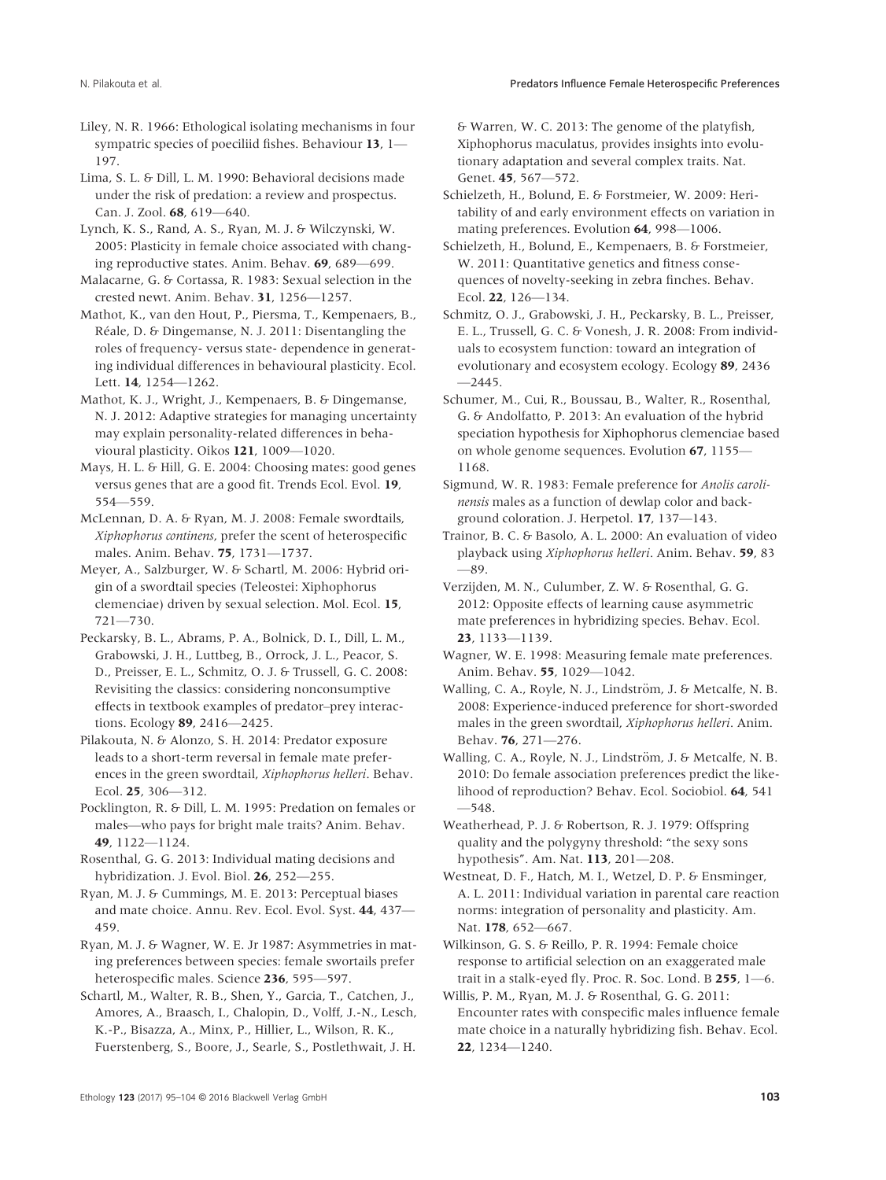Liley, N. R. 1966: Ethological isolating mechanisms in four sympatric species of poeciliid fishes. Behaviour **13**, 1—197.

Lima, S. L. & Dill, L. M. 1990: Behavioral decisions made under the risk of predation: a review and prospectus. Can. J. Zool. **68**, 619—640.

Lynch, K. S., Rand, A. S., Ryan, M. J. & Wilczynski, W. 2005: Plasticity in female choice associated with changing reproductive states. Anim. Behav. **69**, 689—699.

Malacarne, G. & Cortassa, R. 1983: Sexual selection in the crested newt. Anim. Behav. **31**, 1256—1257.

Mathot, K., van den Hout, P., Piersma, T., Kempenaers, B., Réale, D. & Dingemanse, N. J. 2011: Disentangling the roles of frequency- versus state- dependence in generating individual differences in behavioural plasticity. Ecol. Lett. **14**, 1254—1262.

Mathot, K. J., Wright, J., Kempenaers, B. & Dingemanse, N. J. 2012: Adaptive strategies for managing uncertainty may explain personality-related differences in behavioural plasticity. Oikos **121**, 1009—1020.

Mays, H. L. & Hill, G. E. 2004: Choosing mates: good genes versus genes that are a good fit. Trends Ecol. Evol. **19**, 554—559.

McLennan, D. A. & Ryan, M. J. 2008: Female swordtails, *Xiphophorus continens*, prefer the scent of heterospecific males. Anim. Behav. **75**, 1731—1737.

Meyer, A., Salzburger, W. & Schartl, M. 2006: Hybrid origin of a swordtail species (Teleostei: Xiphophorus clemenciae) driven by sexual selection. Mol. Ecol. **15**, 721—730.

Peckarsky, B. L., Abrams, P. A., Bolnick, D. I., Dill, L. M., Grabowski, J. H., Luttbeg, B., Orrock, J. L., Peacor, S. D., Preisser, E. L., Schmitz, O. J. & Trussell, G. C. 2008: Revisiting the classics: considering nonconsumptive effects in textbook examples of predator–prey interactions. Ecology **89**, 2416—2425.

Pilakouta, N. & Alonzo, S. H. 2014: Predator exposure leads to a short-term reversal in female mate preferences in the green swordtail, *Xiphophorus helleri*. Behav. Ecol. **25**, 306—312.

Pocklington, R. & Dill, L. M. 1995: Predation on females or males—who pays for bright male traits? Anim. Behav. **49**, 1122—1124.

Rosenthal, G. G. 2013: Individual mating decisions and hybridization. J. Evol. Biol. **26**, 252—255.

Ryan, M. J. & Cummings, M. E. 2013: Perceptual biases and mate choice. Annu. Rev. Ecol. Evol. Syst. **44**, 437—459.

Ryan, M. J. & Wagner, W. E. Jr 1987: Asymmetries in mating preferences between species: female swortails prefer heterospecific males. Science **236**, 595—597.

Schartl, M., Walter, R. B., Shen, Y., Garcia, T., Catchen, J., Amores, A., Braasch, I., Chalopin, D., Volff, J.-N., Lesch, K.-P., Bisazza, A., Minx, P., Hillier, L., Wilson, R. K., Fuerstenberg, S., Boore, J., Searle, S., Postlethwait, J. H. & Warren, W. C. 2013: The genome of the platyfish, Xiphophorus maculatus, provides insights into evolutionary adaptation and several complex traits. Nat. Genet. **45**, 567—572.

Schielzeth, H., Bolund, E. & Forstmeier, W. 2009: Heritability of and early environment effects on variation in mating preferences. Evolution **64**, 998—1006.

Schielzeth, H., Bolund, E., Kempenaers, B. & Forstmeier, W. 2011: Quantitative genetics and fitness consequences of novelty-seeking in zebra finches. Behav. Ecol. **22**, 126—134.

Schmitz, O. J., Grabowski, J. H., Peckarsky, B. L., Preisser, E. L., Trussell, G. C. & Vonesh, J. R. 2008: From individuals to ecosystem function: toward an integration of evolutionary and ecosystem ecology. Ecology **89**, 2436—2445.

Schumer, M., Cui, R., Boussau, B., Walter, R., Rosenthal, G. & Andolfatto, P. 2013: An evaluation of the hybrid speciation hypothesis for Xiphophorus clemenciae based on whole genome sequences. Evolution **67**, 1155—1168.

Sigmund, W. R. 1983: Female preference for *Anolis carolinensis* males as a function of dewlap color and background coloration. J. Herpetol. **17**, 137—143.

Trainor, B. C. & Basolo, A. L. 2000: An evaluation of video playback using *Xiphophorus helleri*. Anim. Behav. **59**, 83—89.

Verzijden, M. N., Culumber, Z. W. & Rosenthal, G. G. 2012: Opposite effects of learning cause asymmetric mate preferences in hybridizing species. Behav. Ecol. **23**, 1133—1139.

Wagner, W. E. 1998: Measuring female mate preferences. Anim. Behav. **55**, 1029—1042.

Walling, C. A., Royle, N. J., Lindström, J. & Metcalfe, N. B. 2008: Experience-induced preference for short-sworded males in the green swordtail, *Xiphophorus helleri*. Anim. Behav. **76**, 271—276.

Walling, C. A., Royle, N. J., Lindström, J. & Metcalfe, N. B. 2010: Do female association preferences predict the likelihood of reproduction? Behav. Ecol. Sociobiol. **64**, 541—548.

Weatherhead, P. J. & Robertson, R. J. 1979: Offspring quality and the polygyny threshold: "the sexy sons hypothesis". Am. Nat. **113**, 201—208.

Westneat, D. F., Hatch, M. I., Wetzel, D. P. & Ensminger, A. L. 2011: Individual variation in parental care reaction norms: integration of personality and plasticity. Am. Nat. **178**, 652—667.

Wilkinson, G. S. & Reillo, P. R. 1994: Female choice response to artificial selection on an exaggerated male trait in a stalk-eyed fly. Proc. R. Soc. Lond. B **255**, 1—6.

Willis, P. M., Ryan, M. J. & Rosenthal, G. G. 2011: Encounter rates with conspecific males influence female mate choice in a naturally hybridizing fish. Behav. Ecol. **22**, 1234—1240.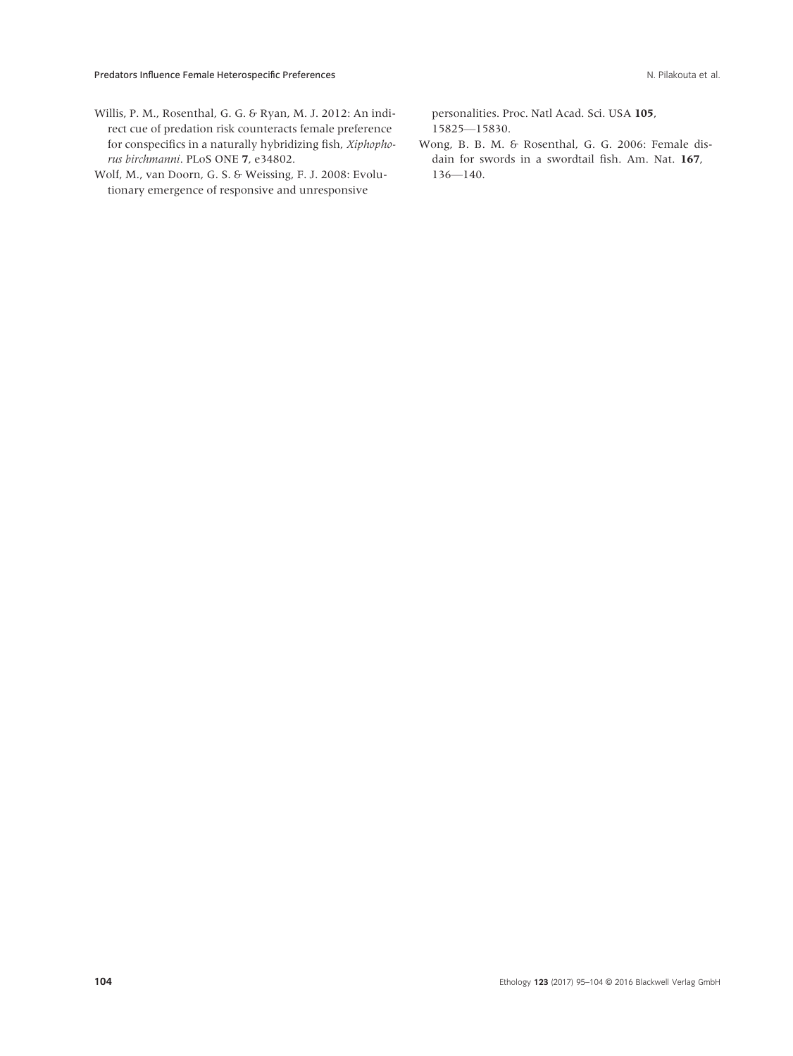Willis, P. M., Rosenthal, G. G. & Ryan, M. J. 2012: An indirect cue of predation risk counteracts female preference for conspecifics in a naturally hybridizing fish, *Xiphophorus birchmanni*. PLoS ONE **7**, e34802.

Wolf, M., van Doorn, G. S. & Weissing, F. J. 2008: Evolutionary emergence of responsive and unresponsive personalities. Proc. Natl Acad. Sci. USA **105**, 15825—15830.

Wong, B. B. M. & Rosenthal, G. G. 2006: Female disdain for swords in a swordtail fish. Am. Nat. **167**, 136—140.